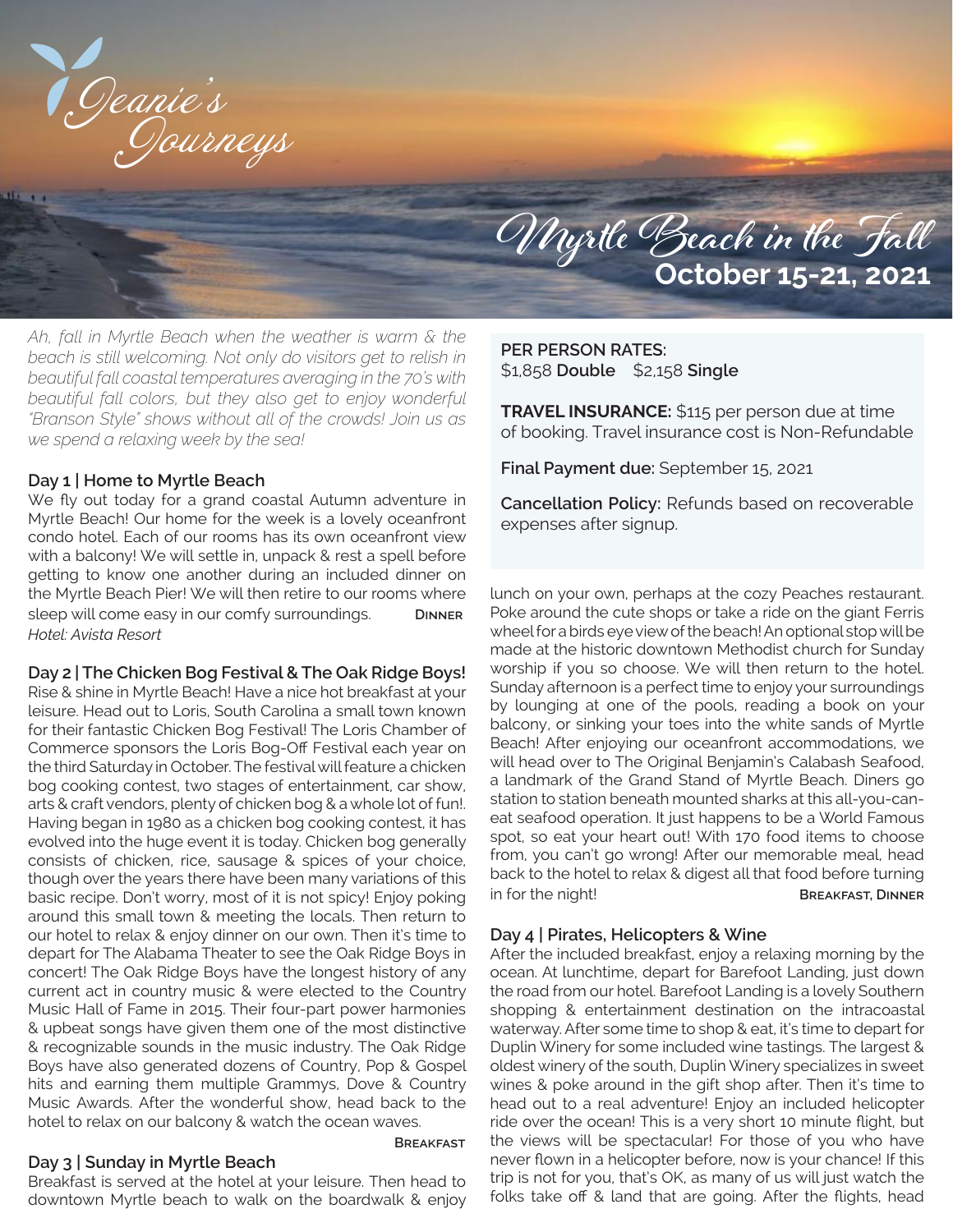Jeanie's Journeys

# Myrtle Beach in the Fall

## October 15-21, 2021

*Ah, fall in Myrtle Beach when the weather is warm & the beach is still welcoming. Not only do visitors get to relish in beautiful fall coastal temperatures averaging in the 70's with beautiful fall colors, but they also get to enjoy wonderful "Branson Style" shows without all of the crowds! Join us as we spend a relaxing week by the sea!*

**PER PERSON RATES:**
$1,858 **Double** $2,158 **Single**

**TRAVEL INSURANCE:** $115 per person due at time of booking. Travel insurance cost is Non-Refundable

**Final Payment due:** September 15, 2021

**Cancellation Policy:** Refunds based on recoverable expenses after signup.

### Day 1 | Home to Myrtle Beach

We fly out today for a grand coastal Autumn adventure in Myrtle Beach! Our home for the week is a lovely oceanfront condo hotel. Each of our rooms has its own oceanfront view with a balcony! We will settle in, unpack & rest a spell before getting to know one another during an included dinner on the Myrtle Beach Pier! We will then retire to our rooms where sleep will come easy in our comfy surroundings. **Dinner**

*Hotel: Avista Resort*

### Day 2 | The Chicken Bog Festival & The Oak Ridge Boys!

Rise & shine in Myrtle Beach! Have a nice hot breakfast at your leisure. Head out to Loris, South Carolina a small town known for their fantastic Chicken Bog Festival! The Loris Chamber of Commerce sponsors the Loris Bog-Off Festival each year on the third Saturday in October. The festival will feature a chicken bog cooking contest, two stages of entertainment, car show, arts & craft vendors, plenty of chicken bog & a whole lot of fun!. Having began in 1980 as a chicken bog cooking contest, it has evolved into the huge event it is today. Chicken bog generally consists of chicken, rice, sausage & spices of your choice, though over the years there have been many variations of this basic recipe. Don't worry, most of it is not spicy! Enjoy poking around this small town & meeting the locals. Then return to our hotel to relax & enjoy dinner on our own. Then it's time to depart for The Alabama Theater to see the Oak Ridge Boys in concert! The Oak Ridge Boys have the longest history of any current act in country music & were elected to the Country Music Hall of Fame in 2015. Their four-part power harmonies & upbeat songs have given them one of the most distinctive & recognizable sounds in the music industry. The Oak Ridge Boys have also generated dozens of Country, Pop & Gospel hits and earning them multiple Grammys, Dove & Country Music Awards. After the wonderful show, head back to the hotel to relax on our balcony & watch the ocean waves.

**Breakfast**

### Day 3 | Sunday in Myrtle Beach

Breakfast is served at the hotel at your leisure. Then head to downtown Myrtle beach to walk on the boardwalk & enjoy lunch on your own, perhaps at the cozy Peaches restaurant. Poke around the cute shops or take a ride on the giant Ferris wheel for a birds eye view of the beach! An optional stop will be made at the historic downtown Methodist church for Sunday worship if you so choose. We will then return to the hotel. Sunday afternoon is a perfect time to enjoy your surroundings by lounging at one of the pools, reading a book on your balcony, or sinking your toes into the white sands of Myrtle Beach! After enjoying our oceanfront accommodations, we will head over to The Original Benjamin's Calabash Seafood, a landmark of the Grand Stand of Myrtle Beach. Diners go station to station beneath mounted sharks at this all-you-can-eat seafood operation. It just happens to be a World Famous spot, so eat your heart out! With 170 food items to choose from, you can't go wrong! After our memorable meal, head back to the hotel to relax & digest all that food before turning in for the night! **Breakfast, Dinner**

### Day 4 | Pirates, Helicopters & Wine

After the included breakfast, enjoy a relaxing morning by the ocean. At lunchtime, depart for Barefoot Landing, just down the road from our hotel. Barefoot Landing is a lovely Southern shopping & entertainment destination on the intracoastal waterway. After some time to shop & eat, it's time to depart for Duplin Winery for some included wine tastings. The largest & oldest winery of the south, Duplin Winery specializes in sweet wines & poke around in the gift shop after. Then it's time to head out to a real adventure! Enjoy an included helicopter ride over the ocean! This is a very short 10 minute flight, but the views will be spectacular! For those of you who have never flown in a helicopter before, now is your chance! If this trip is not for you, that's OK, as many of us will just watch the folks take off & land that are going. After the flights, head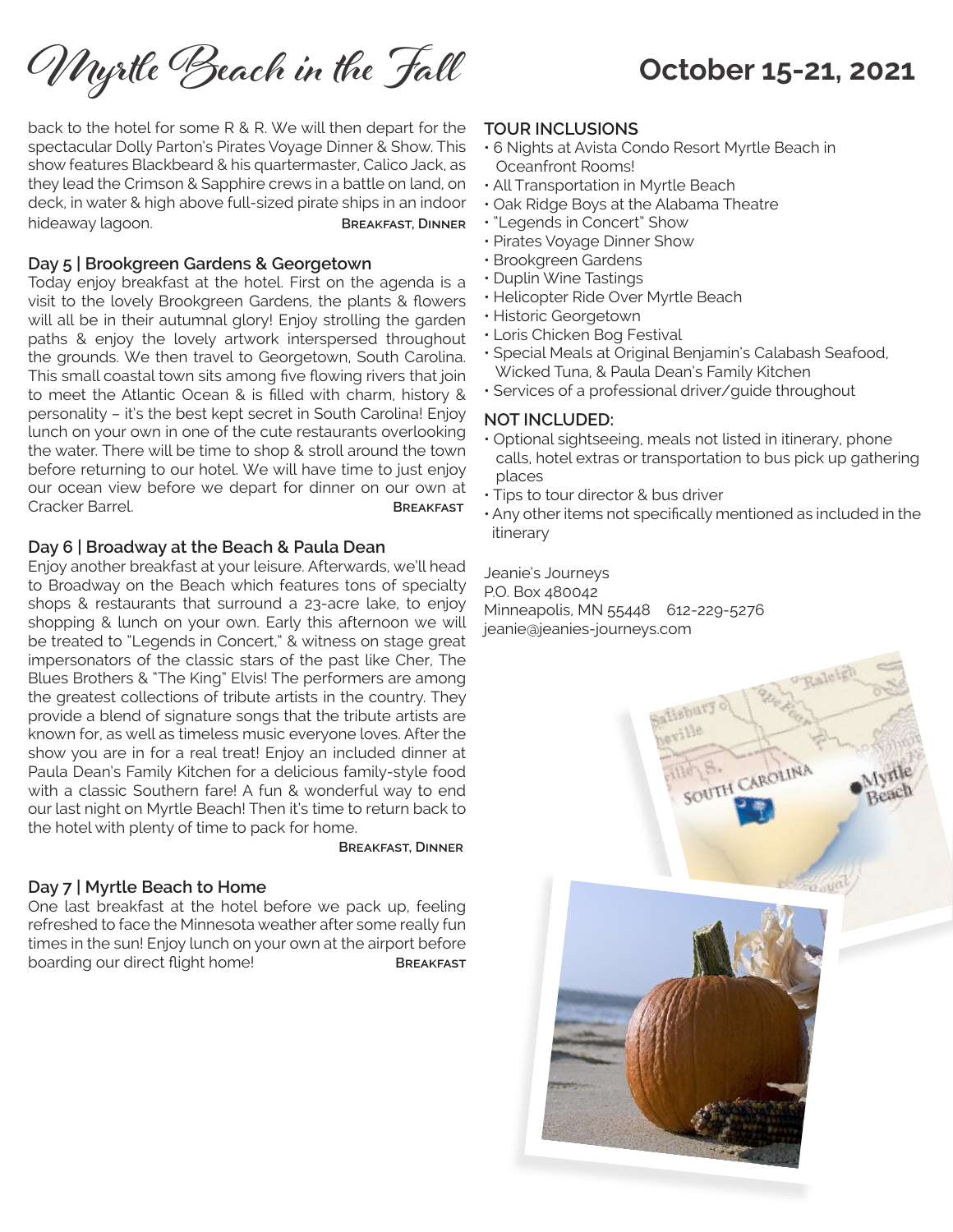# Myrtle Beach in the Fall

# October 15-21, 2021

back to the hotel for some R & R. We will then depart for the spectacular Dolly Parton's Pirates Voyage Dinner & Show. This show features Blackbeard & his quartermaster, Calico Jack, as they lead the Crimson & Sapphire crews in a battle on land, on deck, in water & high above full-sized pirate ships in an indoor hideaway lagoon. **Breakfast, Dinner**

### Day 5 | Brookgreen Gardens & Georgetown

Today enjoy breakfast at the hotel. First on the agenda is a visit to the lovely Brookgreen Gardens, the plants & flowers will all be in their autumnal glory! Enjoy strolling the garden paths & enjoy the lovely artwork interspersed throughout the grounds. We then travel to Georgetown, South Carolina. This small coastal town sits among five flowing rivers that join to meet the Atlantic Ocean & is filled with charm, history & personality – it's the best kept secret in South Carolina! Enjoy lunch on your own in one of the cute restaurants overlooking the water. There will be time to shop & stroll around the town before returning to our hotel. We will have time to just enjoy our ocean view before we depart for dinner on our own at Cracker Barrel. **Breakfast**

### Day 6 | Broadway at the Beach & Paula Dean

Enjoy another breakfast at your leisure. Afterwards, we'll head to Broadway on the Beach which features tons of specialty shops & restaurants that surround a 23-acre lake, to enjoy shopping & lunch on your own. Early this afternoon we will be treated to "Legends in Concert," & witness on stage great impersonators of the classic stars of the past like Cher, The Blues Brothers & "The King" Elvis! The performers are among the greatest collections of tribute artists in the country. They provide a blend of signature songs that the tribute artists are known for, as well as timeless music everyone loves. After the show you are in for a real treat! Enjoy an included dinner at Paula Dean's Family Kitchen for a delicious family-style food with a classic Southern fare! A fun & wonderful way to end our last night on Myrtle Beach! Then it's time to return back to the hotel with plenty of time to pack for home.

**Breakfast, Dinner**

### Day 7 | Myrtle Beach to Home

One last breakfast at the hotel before we pack up, feeling refreshed to face the Minnesota weather after some really fun times in the sun! Enjoy lunch on your own at the airport before boarding our direct flight home! **Breakfast**

### TOUR INCLUSIONS

- 6 Nights at Avista Condo Resort Myrtle Beach in Oceanfront Rooms!
- All Transportation in Myrtle Beach
- Oak Ridge Boys at the Alabama Theatre
- "Legends in Concert" Show
- Pirates Voyage Dinner Show
- Brookgreen Gardens
- Duplin Wine Tastings
- Helicopter Ride Over Myrtle Beach
- Historic Georgetown
- Loris Chicken Bog Festival
- Special Meals at Original Benjamin's Calabash Seafood, Wicked Tuna, & Paula Dean's Family Kitchen
- Services of a professional driver/guide throughout

### NOT INCLUDED:

- Optional sightseeing, meals not listed in itinerary, phone calls, hotel extras or transportation to bus pick up gathering places
- Tips to tour director & bus driver
- Any other items not specifically mentioned as included in the itinerary

Jeanie's Journeys
P.O. Box 480042
Minneapolis, MN 55448 612-229-5276
jeanie@jeanies-journeys.com